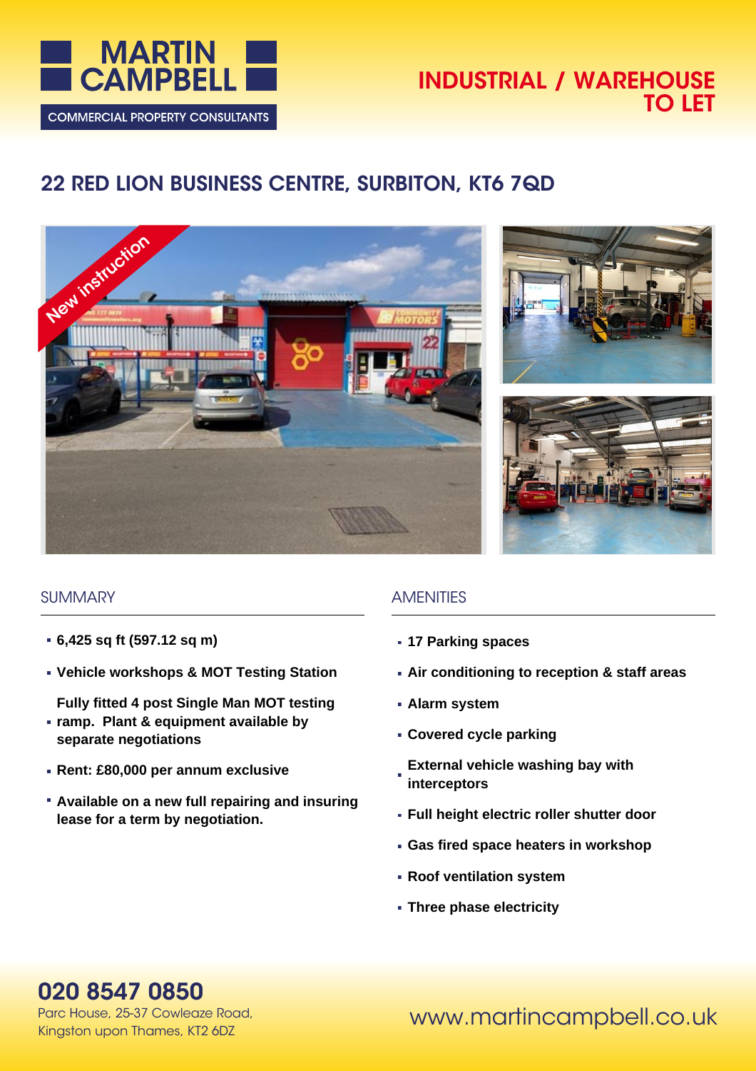MARTIN CAMPBELL

COMMERCIAL PROPERTY CONSULTANTS

# INDUSTRIAL / WAREHOUSE TO LET

## 22 RED LION BUSINESS CENTRE, SURBITON, KT6 7QD

New instruction

### SUMMARY

- **6,425 sq ft (597.12 sq m)**
- **Vehicle workshops & MOT Testing Station**
- **Fully fitted 4 post Single Man MOT testing ramp. Plant & equipment available by separate negotiations**
- **Rent: £80,000 per annum exclusive**
- **Available on a new full repairing and insuring lease for a term by negotiation.**

### AMENITIES

- **17 Parking spaces**
- **Air conditioning to reception & staff areas**
- **Alarm system**
- **Covered cycle parking**
- **External vehicle washing bay with interceptors**
- **Full height electric roller shutter door**
- **Gas fired space heaters in workshop**
- **Roof ventilation system**
- **Three phase electricity**

**020 8547 0850**

Parc House, 25-37 Cowleaze Road,
Kingston upon Thames, KT2 6DZ

www.martincampbell.co.uk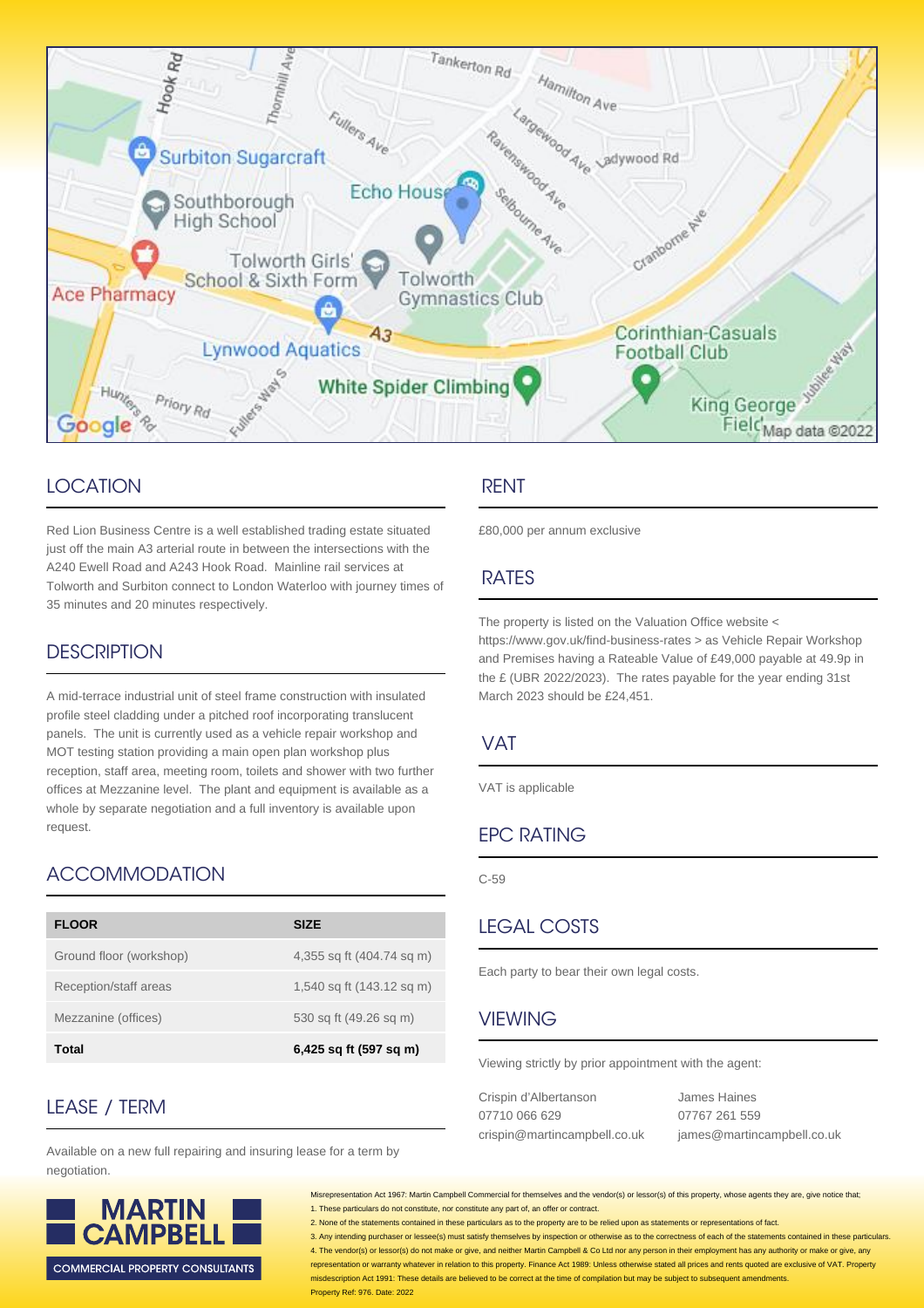## LOCATION

Red Lion Business Centre is a well established trading estate situated just off the main A3 arterial route in between the intersections with the A240 Ewell Road and A243 Hook Road. Mainline rail services at Tolworth and Surbiton connect to London Waterloo with journey times of 35 minutes and 20 minutes respectively.

## DESCRIPTION

A mid-terrace industrial unit of steel frame construction with insulated profile steel cladding under a pitched roof incorporating translucent panels. The unit is currently used as a vehicle repair workshop and MOT testing station providing a main open plan workshop plus reception, staff area, meeting room, toilets and shower with two further offices at Mezzanine level. The plant and equipment is available as a whole by separate negotiation and a full inventory is available upon request.

## ACCOMMODATION

| FLOOR | SIZE |
|---|---|
| Ground floor (workshop) | 4,355 sq ft (404.74 sq m) |
| Reception/staff areas | 1,540 sq ft (143.12 sq m) |
| Mezzanine (offices) | 530 sq ft (49.26 sq m) |
| **Total** | **6,425 sq ft (597 sq m)** |

## LEASE / TERM

Available on a new full repairing and insuring lease for a term by negotiation.

## RENT

£80,000 per annum exclusive

## RATES

The property is listed on the Valuation Office website < https://www.gov.uk/find-business-rates > as Vehicle Repair Workshop and Premises having a Rateable Value of £49,000 payable at 49.9p in the £ (UBR 2022/2023). The rates payable for the year ending 31st March 2023 should be £24,451.

## VAT

VAT is applicable

## EPC RATING

C-59

## LEGAL COSTS

Each party to bear their own legal costs.

## VIEWING

Viewing strictly by prior appointment with the agent:

Crispin d'Albertanson
07710 066 629
crispin@martincampbell.co.uk

James Haines
07767 261 559
james@martincampbell.co.uk

MARTIN CAMPBELL
COMMERCIAL PROPERTY CONSULTANTS

Misrepresentation Act 1967: Martin Campbell Commercial for themselves and the vendor(s) or lessor(s) of this property, whose agents they are, give notice that;
1. These particulars do not constitute, nor constitute any part of, an offer or contract.
2. None of the statements contained in these particulars as to the property are to be relied upon as statements or representations of fact.
3. Any intending purchaser or lessee(s) must satisfy themselves by inspection or otherwise as to the correctness of each of the statements contained in these particulars.
4. The vendor(s) or lessor(s) do not make or give, and neither Martin Campbell & Co Ltd nor any person in their employment has any authority or make or give, any representation or warranty whatever in relation to this property. Finance Act 1989: Unless otherwise stated all prices and rents quoted are exclusive of VAT. Property misdescription Act 1991: These details are believed to be correct at the time of compilation but may be subject to subsequent amendments.
Property Ref: 976. Date: 2022